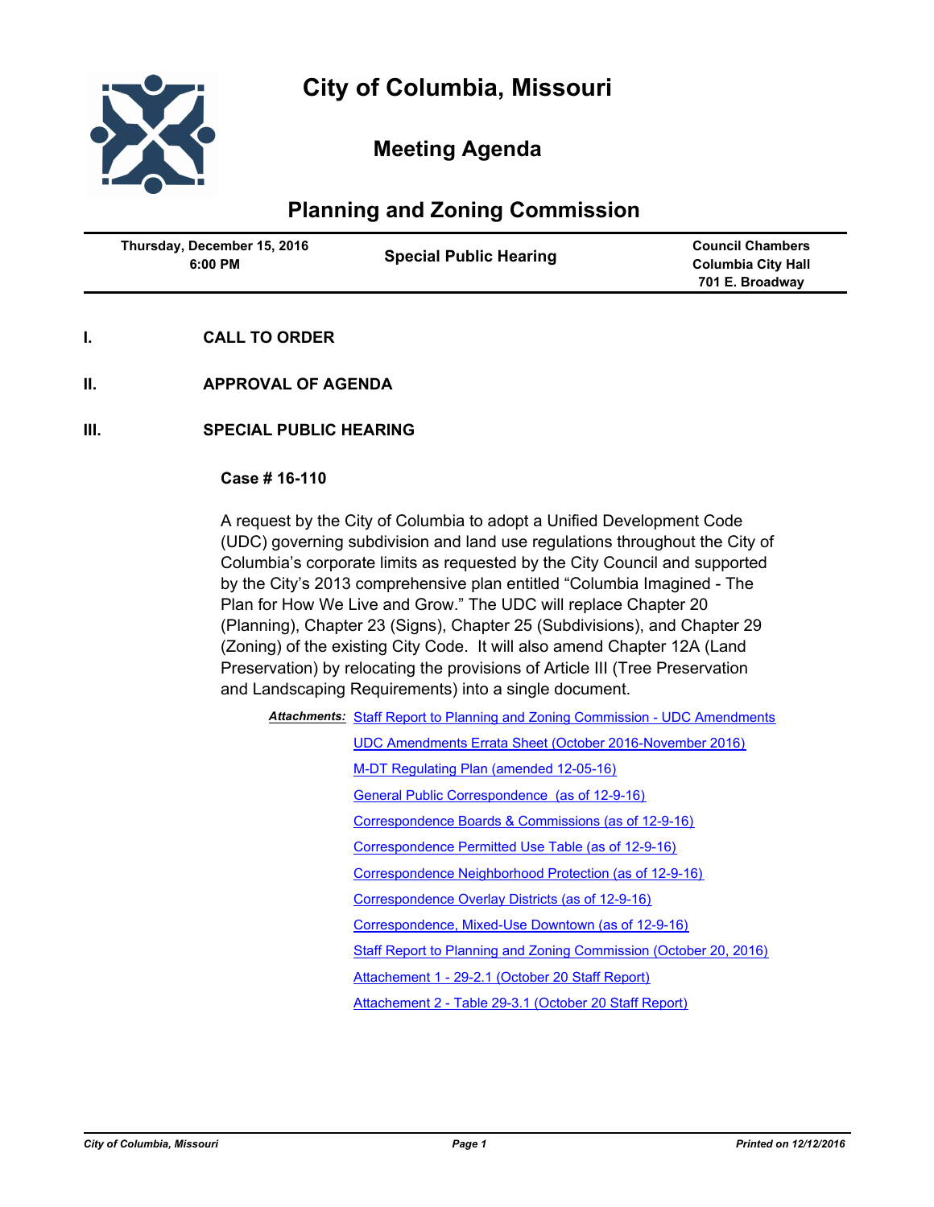# City of Columbia, Missouri

## Meeting Agenda

## Planning and Zoning Commission

| Thursday, December 15, 2016 6:00 PM | Special Public Hearing | Council Chambers Columbia City Hall 701 E. Broadway |
|---|---|---|

**I. CALL TO ORDER**

**II. APPROVAL OF AGENDA**

**III. SPECIAL PUBLIC HEARING**

**Case # 16-110**

A request by the City of Columbia to adopt a Unified Development Code (UDC) governing subdivision and land use regulations throughout the City of Columbia's corporate limits as requested by the City Council and supported by the City's 2013 comprehensive plan entitled "Columbia Imagined - The Plan for How We Live and Grow." The UDC will replace Chapter 20 (Planning), Chapter 23 (Signs), Chapter 25 (Subdivisions), and Chapter 29 (Zoning) of the existing City Code. It will also amend Chapter 12A (Land Preservation) by relocating the provisions of Article III (Tree Preservation and Landscaping Requirements) into a single document.

***Attachments:***
- Staff Report to Planning and Zoning Commission - UDC Amendments
- UDC Amendments Errata Sheet (October 2016-November 2016)
- M-DT Regulating Plan (amended 12-05-16)
- General Public Correspondence (as of 12-9-16)
- Correspondence Boards & Commissions (as of 12-9-16)
- Correspondence Permitted Use Table (as of 12-9-16)
- Correspondence Neighborhood Protection (as of 12-9-16)
- Correspondence Overlay Districts (as of 12-9-16)
- Correspondence, Mixed-Use Downtown (as of 12-9-16)
- Staff Report to Planning and Zoning Commission (October 20, 2016)
- Attachement 1 - 29-2.1 (October 20 Staff Report)
- Attachement 2 - Table 29-3.1 (October 20 Staff Report)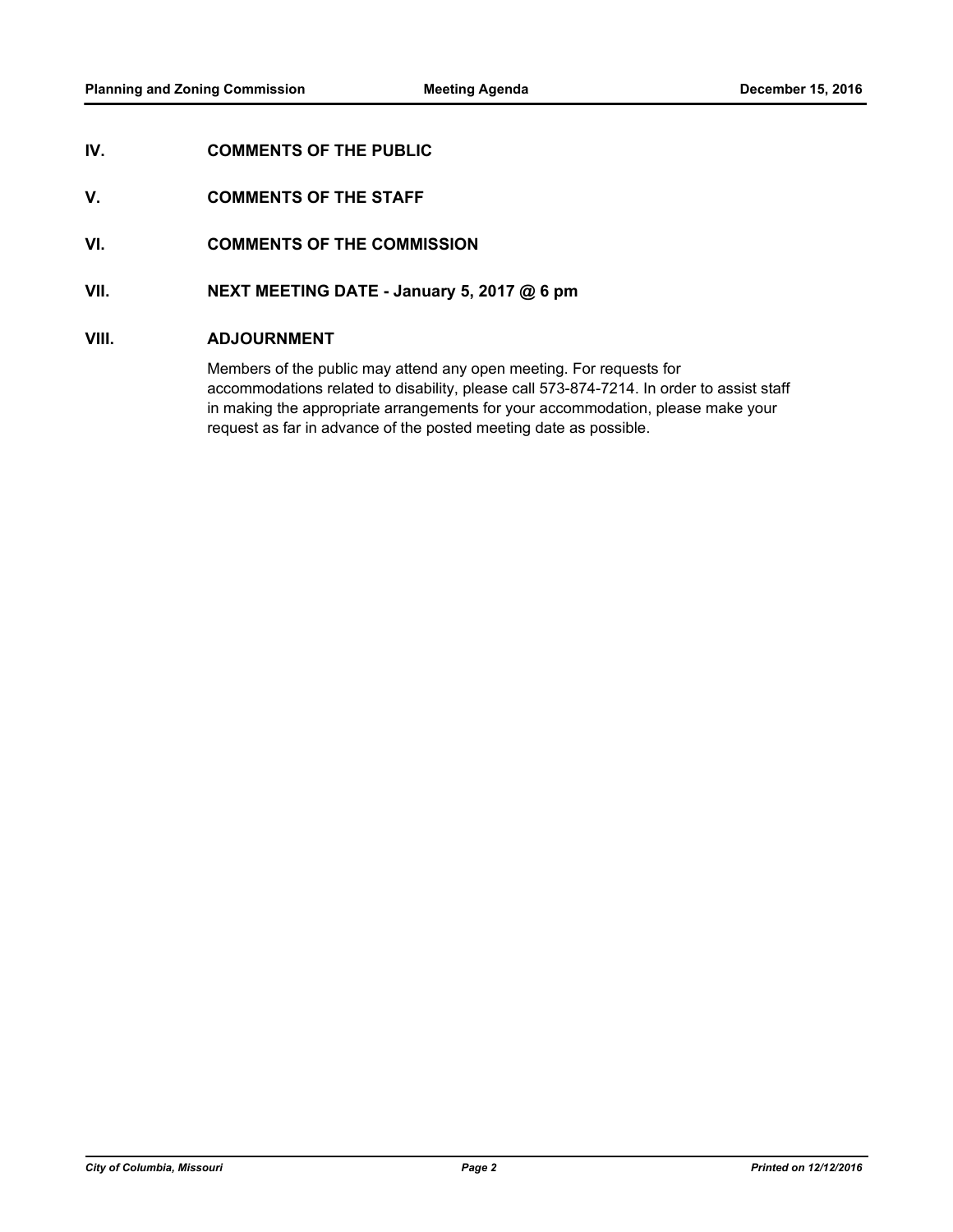## IV. COMMENTS OF THE PUBLIC

## V. COMMENTS OF THE STAFF

## VI. COMMENTS OF THE COMMISSION

## VII. NEXT MEETING DATE - January 5, 2017 @ 6 pm

## VIII. ADJOURNMENT

Members of the public may attend any open meeting. For requests for accommodations related to disability, please call 573-874-7214. In order to assist staff in making the appropriate arrangements for your accommodation, please make your request as far in advance of the posted meeting date as possible.